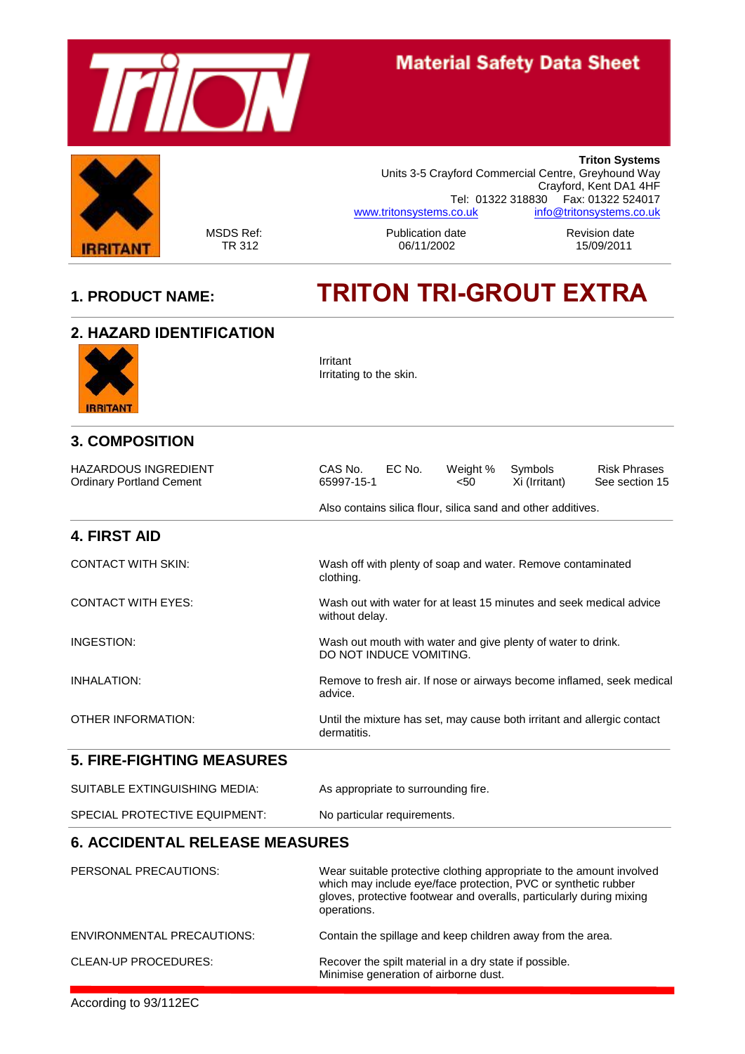# Material Safety Data Sheet

IRRITANT

**Triton Systems**
Units 3-5 Crayford Commercial Centre, Greyhound Way
Crayford, Kent DA1 4HF
Tel: 01322 318830 Fax: 01322 524017
www.tritonsystems.co.uk info@tritonsystems.co.uk

| MSDS Ref: | Publication date | Revision date |
|---|---|---|
| TR 312 | 06/11/2002 | 15/09/2011 |

## 1. PRODUCT NAME: TRITON TRI-GROUT EXTRA

## 2. HAZARD IDENTIFICATION

IRRITANT

Irritant
Irritating to the skin.

## 3. COMPOSITION

| HAZARDOUS INGREDIENT | CAS No. | EC No. | Weight % | Symbols | Risk Phrases |
|---|---|---|---|---|---|
| Ordinary Portland Cement | 65997-15-1 | | <50 | Xi (Irritant) | See section 15 |

Also contains silica flour, silica sand and other additives.

## 4. FIRST AID

| | |
|---|---|
| CONTACT WITH SKIN: | Wash off with plenty of soap and water. Remove contaminated clothing. |
| CONTACT WITH EYES: | Wash out with water for at least 15 minutes and seek medical advice without delay. |
| INGESTION: | Wash out mouth with water and give plenty of water to drink. DO NOT INDUCE VOMITING. |
| INHALATION: | Remove to fresh air. If nose or airways become inflamed, seek medical advice. |
| OTHER INFORMATION: | Until the mixture has set, may cause both irritant and allergic contact dermatitis. |

## 5. FIRE-FIGHTING MEASURES

| | |
|---|---|
| SUITABLE EXTINGUISHING MEDIA: | As appropriate to surrounding fire. |
| SPECIAL PROTECTIVE EQUIPMENT: | No particular requirements. |

## 6. ACCIDENTAL RELEASE MEASURES

| | |
|---|---|
| PERSONAL PRECAUTIONS: | Wear suitable protective clothing appropriate to the amount involved which may include eye/face protection, PVC or synthetic rubber gloves, protective footwear and overalls, particularly during mixing operations. |
| ENVIRONMENTAL PRECAUTIONS: | Contain the spillage and keep children away from the area. |
| CLEAN-UP PROCEDURES: | Recover the spilt material in a dry state if possible. Minimise generation of airborne dust. |

According to 93/112EC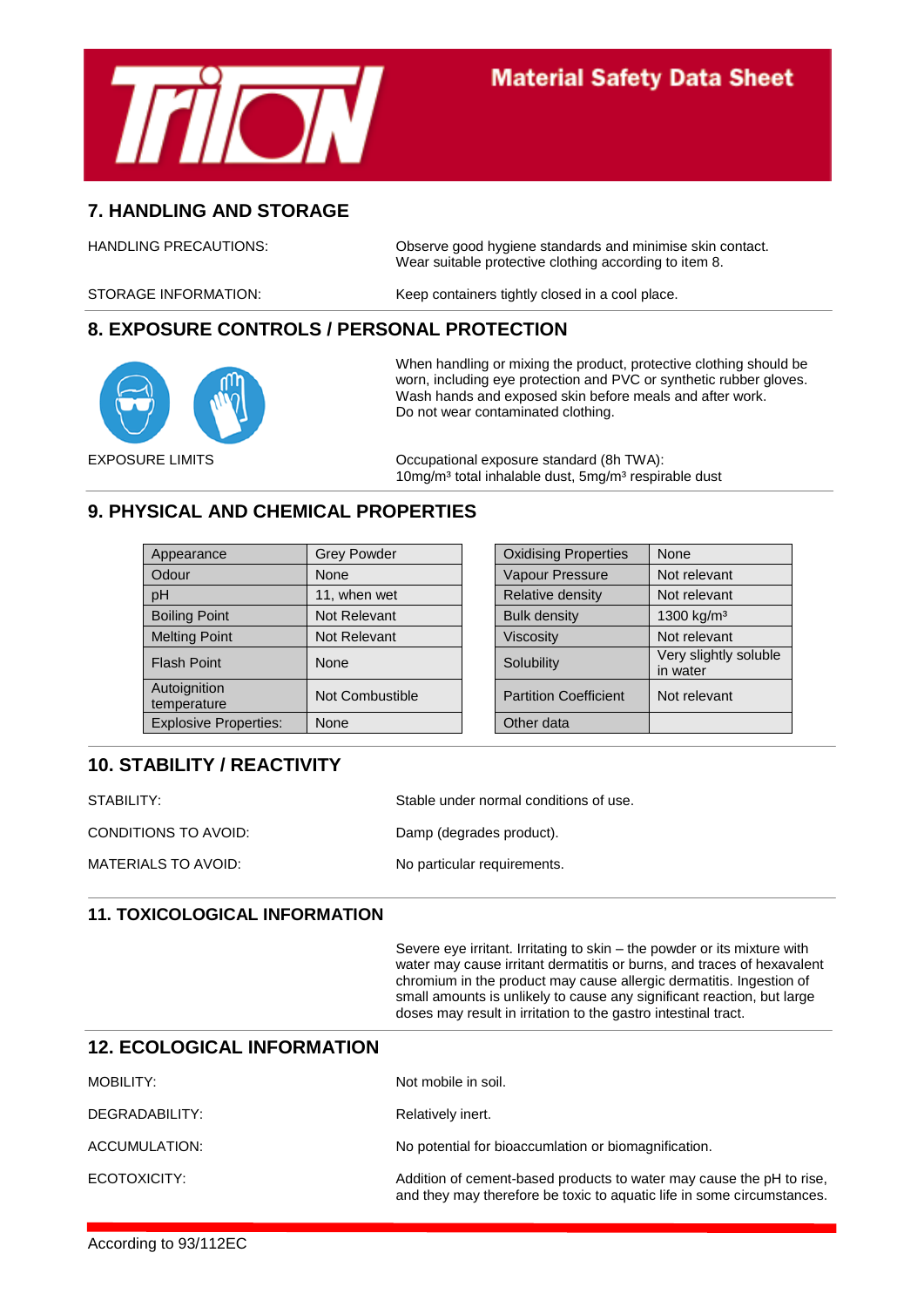# Material Safety Data Sheet

## 7. HANDLING AND STORAGE

HANDLING PRECAUTIONS: Observe good hygiene standards and minimise skin contact. Wear suitable protective clothing according to item 8.

STORAGE INFORMATION: Keep containers tightly closed in a cool place.

## 8. EXPOSURE CONTROLS / PERSONAL PROTECTION

When handling or mixing the product, protective clothing should be worn, including eye protection and PVC or synthetic rubber gloves. Wash hands and exposed skin before meals and after work. Do not wear contaminated clothing.

EXPOSURE LIMITS: Occupational exposure standard (8h TWA): 10mg/m³ total inhalable dust, 5mg/m³ respirable dust

## 9. PHYSICAL AND CHEMICAL PROPERTIES

| Property | Value |
|---|---|
| Appearance | Grey Powder |
| Odour | None |
| pH | 11, when wet |
| Boiling Point | Not Relevant |
| Melting Point | Not Relevant |
| Flash Point | None |
| Autoignition temperature | Not Combustible |
| Explosive Properties: | None |

| Property | Value |
|---|---|
| Oxidising Properties | None |
| Vapour Pressure | Not relevant |
| Relative density | Not relevant |
| Bulk density | 1300 kg/m³ |
| Viscosity | Not relevant |
| Solubility | Very slightly soluble in water |
| Partition Coefficient | Not relevant |
| Other data | |

## 10. STABILITY / REACTIVITY

STABILITY: Stable under normal conditions of use.

CONDITIONS TO AVOID: Damp (degrades product).

MATERIALS TO AVOID: No particular requirements.

## 11. TOXICOLOGICAL INFORMATION

Severe eye irritant. Irritating to skin – the powder or its mixture with water may cause irritant dermatitis or burns, and traces of hexavalent chromium in the product may cause allergic dermatitis. Ingestion of small amounts is unlikely to cause any significant reaction, but large doses may result in irritation to the gastro intestinal tract.

## 12. ECOLOGICAL INFORMATION

MOBILITY: Not mobile in soil.

DEGRADABILITY: Relatively inert.

ACCUMULATION: No potential for bioaccumlation or biomagnification.

ECOTOXICITY: Addition of cement-based products to water may cause the pH to rise, and they may therefore be toxic to aquatic life in some circumstances.

According to 93/112EC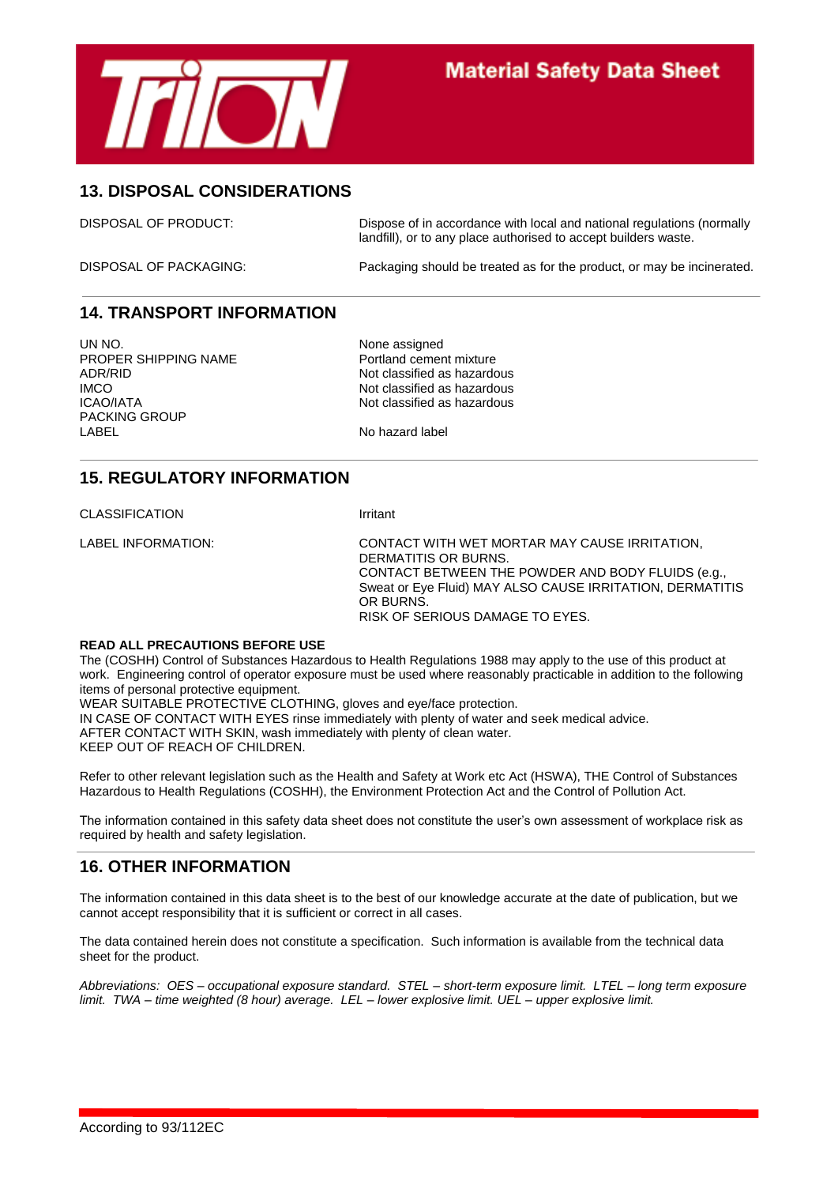## 13. DISPOSAL CONSIDERATIONS

| | |
|---|---|
| DISPOSAL OF PRODUCT: | Dispose of in accordance with local and national regulations (normally landfill), or to any place authorised to accept builders waste. |
| DISPOSAL OF PACKAGING: | Packaging should be treated as for the product, or may be incinerated. |

## 14. TRANSPORT INFORMATION

| | |
|---|---|
| UN NO. | None assigned |
| PROPER SHIPPING NAME | Portland cement mixture |
| ADR/RID | Not classified as hazardous |
| IMCO | Not classified as hazardous |
| ICAO/IATA | Not classified as hazardous |
| PACKING GROUP | |
| LABEL | No hazard label |

## 15. REGULATORY INFORMATION

| | |
|---|---|
| CLASSIFICATION | Irritant |
| LABEL INFORMATION: | CONTACT WITH WET MORTAR MAY CAUSE IRRITATION, DERMATITIS OR BURNS.<br>CONTACT BETWEEN THE POWDER AND BODY FLUIDS (e.g., Sweat or Eye Fluid) MAY ALSO CAUSE IRRITATION, DERMATITIS OR BURNS.<br>RISK OF SERIOUS DAMAGE TO EYES. |

**READ ALL PRECAUTIONS BEFORE USE**

The (COSHH) Control of Substances Hazardous to Health Regulations 1988 may apply to the use of this product at work. Engineering control of operator exposure must be used where reasonably practicable in addition to the following items of personal protective equipment.
WEAR SUITABLE PROTECTIVE CLOTHING, gloves and eye/face protection.
IN CASE OF CONTACT WITH EYES rinse immediately with plenty of water and seek medical advice.
AFTER CONTACT WITH SKIN, wash immediately with plenty of clean water.
KEEP OUT OF REACH OF CHILDREN.

Refer to other relevant legislation such as the Health and Safety at Work etc Act (HSWA), THE Control of Substances Hazardous to Health Regulations (COSHH), the Environment Protection Act and the Control of Pollution Act.

The information contained in this safety data sheet does not constitute the user's own assessment of workplace risk as required by health and safety legislation.

## 16. OTHER INFORMATION

The information contained in this data sheet is to the best of our knowledge accurate at the date of publication, but we cannot accept responsibility that it is sufficient or correct in all cases.

The data contained herein does not constitute a specification. Such information is available from the technical data sheet for the product.

*Abbreviations: OES – occupational exposure standard. STEL – short-term exposure limit. LTEL – long term exposure limit. TWA – time weighted (8 hour) average. LEL – lower explosive limit. UEL – upper explosive limit.*